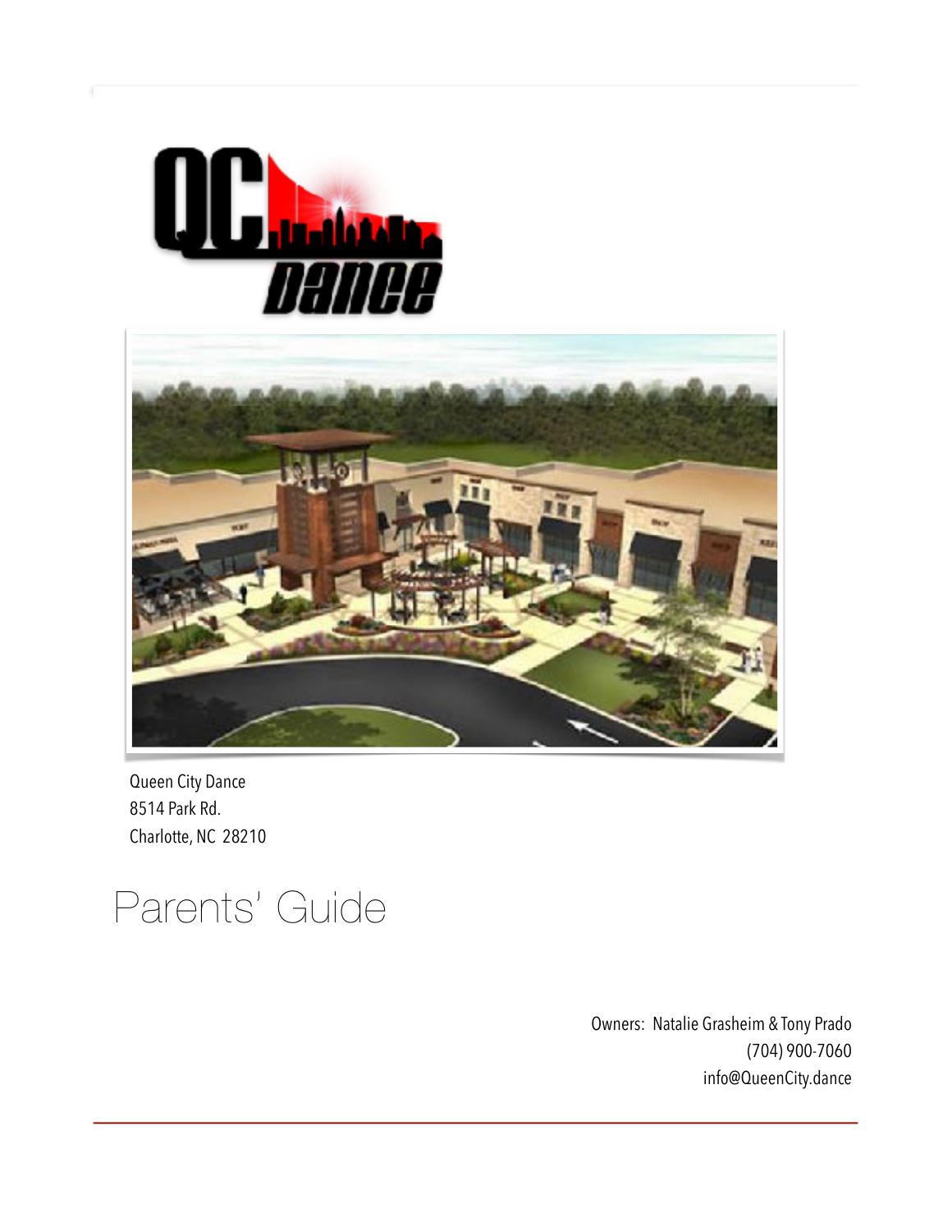Queen City Dance
8514 Park Rd.
Charlotte, NC 28210

# Parents' Guide

Owners: Natalie Grasheim & Tony Prado
(704) 900-7060
info@QueenCity.dance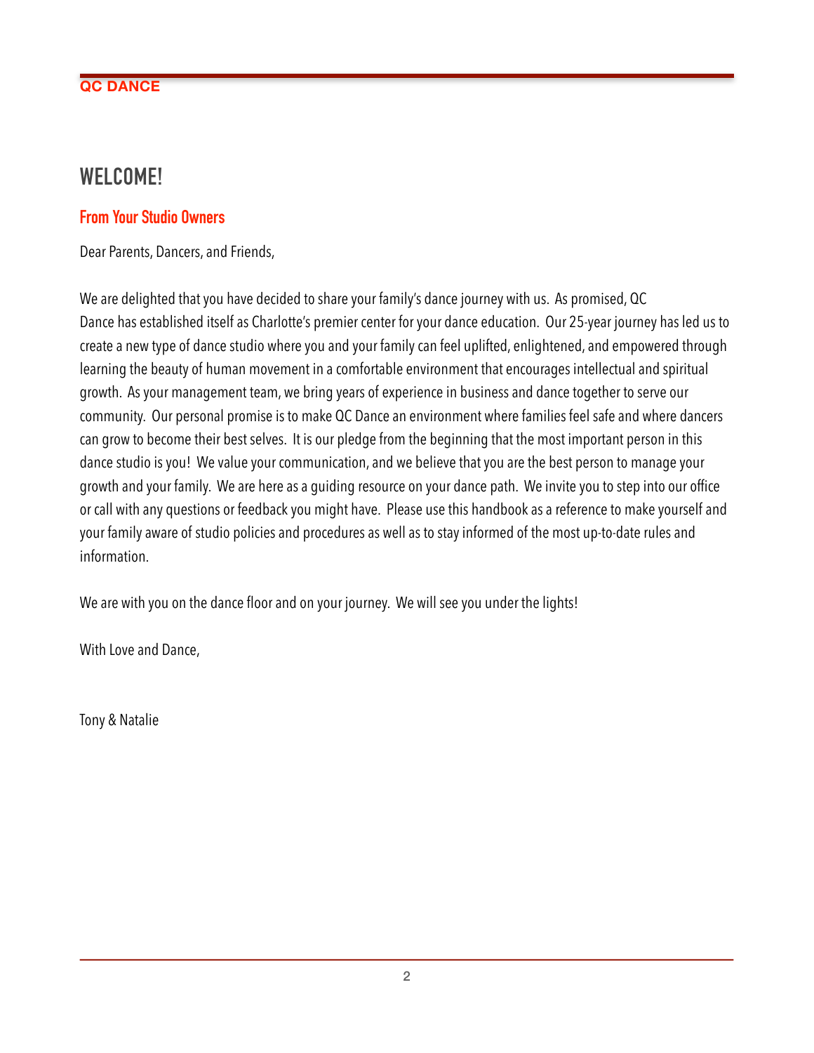# WELCOME!

## From Your Studio Owners

Dear Parents, Dancers, and Friends,

We are delighted that you have decided to share your family's dance journey with us. As promised, QC Dance has established itself as Charlotte's premier center for your dance education. Our 25-year journey has led us to create a new type of dance studio where you and your family can feel uplifted, enlightened, and empowered through learning the beauty of human movement in a comfortable environment that encourages intellectual and spiritual growth. As your management team, we bring years of experience in business and dance together to serve our community. Our personal promise is to make QC Dance an environment where families feel safe and where dancers can grow to become their best selves. It is our pledge from the beginning that the most important person in this dance studio is you! We value your communication, and we believe that you are the best person to manage your growth and your family. We are here as a guiding resource on your dance path. We invite you to step into our office or call with any questions or feedback you might have. Please use this handbook as a reference to make yourself and your family aware of studio policies and procedures as well as to stay informed of the most up-to-date rules and information.

We are with you on the dance floor and on your journey. We will see you under the lights!

With Love and Dance,

Tony & Natalie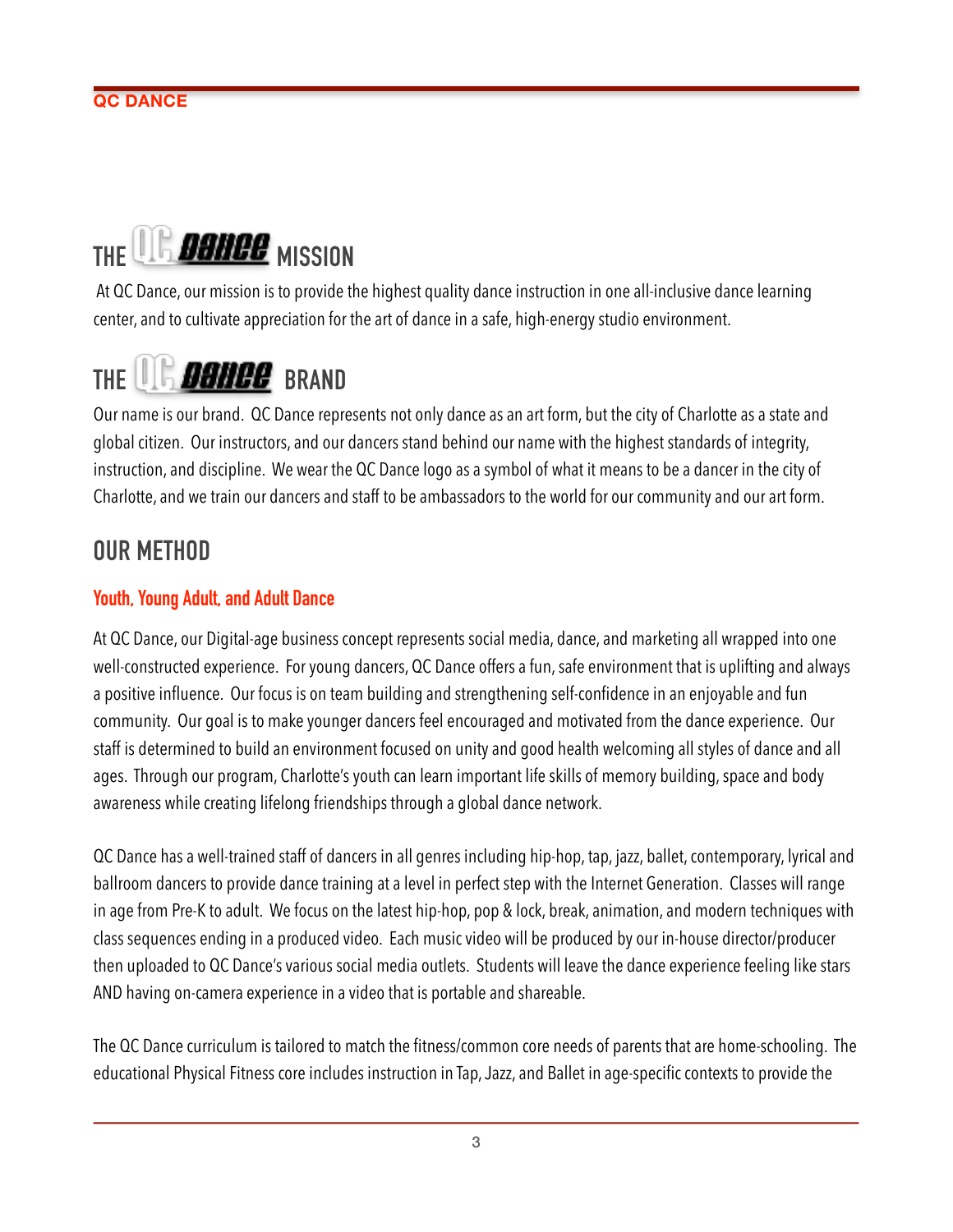## THE QC DANCE MISSION

At QC Dance, our mission is to provide the highest quality dance instruction in one all-inclusive dance learning center, and to cultivate appreciation for the art of dance in a safe, high-energy studio environment.

## THE QC DANCE BRAND

Our name is our brand. QC Dance represents not only dance as an art form, but the city of Charlotte as a state and global citizen. Our instructors, and our dancers stand behind our name with the highest standards of integrity, instruction, and discipline. We wear the QC Dance logo as a symbol of what it means to be a dancer in the city of Charlotte, and we train our dancers and staff to be ambassadors to the world for our community and our art form.

## OUR METHOD

### Youth, Young Adult, and Adult Dance

At QC Dance, our Digital-age business concept represents social media, dance, and marketing all wrapped into one well-constructed experience. For young dancers, QC Dance offers a fun, safe environment that is uplifting and always a positive influence. Our focus is on team building and strengthening self-confidence in an enjoyable and fun community. Our goal is to make younger dancers feel encouraged and motivated from the dance experience. Our staff is determined to build an environment focused on unity and good health welcoming all styles of dance and all ages. Through our program, Charlotte's youth can learn important life skills of memory building, space and body awareness while creating lifelong friendships through a global dance network.

QC Dance has a well-trained staff of dancers in all genres including hip-hop, tap, jazz, ballet, contemporary, lyrical and ballroom dancers to provide dance training at a level in perfect step with the Internet Generation. Classes will range in age from Pre-K to adult. We focus on the latest hip-hop, pop & lock, break, animation, and modern techniques with class sequences ending in a produced video. Each music video will be produced by our in-house director/producer then uploaded to QC Dance's various social media outlets. Students will leave the dance experience feeling like stars AND having on-camera experience in a video that is portable and shareable.

The QC Dance curriculum is tailored to match the fitness/common core needs of parents that are home-schooling. The educational Physical Fitness core includes instruction in Tap, Jazz, and Ballet in age-specific contexts to provide the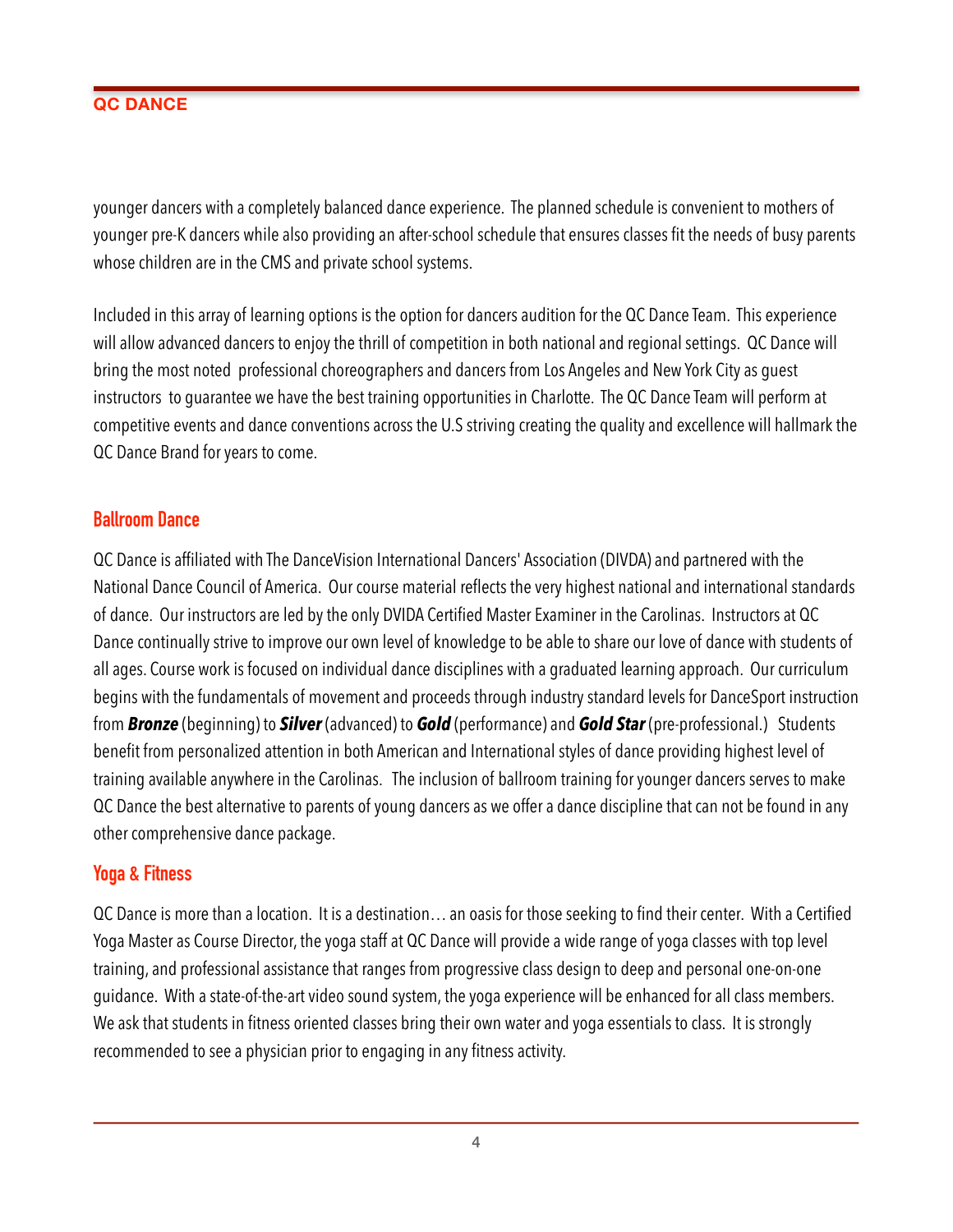younger dancers with a completely balanced dance experience. The planned schedule is convenient to mothers of younger pre-K dancers while also providing an after-school schedule that ensures classes fit the needs of busy parents whose children are in the CMS and private school systems.

Included in this array of learning options is the option for dancers audition for the QC Dance Team. This experience will allow advanced dancers to enjoy the thrill of competition in both national and regional settings. QC Dance will bring the most noted professional choreographers and dancers from Los Angeles and New York City as guest instructors to guarantee we have the best training opportunities in Charlotte. The QC Dance Team will perform at competitive events and dance conventions across the U.S striving creating the quality and excellence will hallmark the QC Dance Brand for years to come.

## Ballroom Dance

QC Dance is affiliated with The DanceVision International Dancers' Association (DIVDA) and partnered with the National Dance Council of America. Our course material reflects the very highest national and international standards of dance. Our instructors are led by the only DVIDA Certified Master Examiner in the Carolinas. Instructors at QC Dance continually strive to improve our own level of knowledge to be able to share our love of dance with students of all ages. Course work is focused on individual dance disciplines with a graduated learning approach. Our curriculum begins with the fundamentals of movement and proceeds through industry standard levels for DanceSport instruction from ***Bronze*** (beginning) to ***Silver*** (advanced) to ***Gold*** (performance) and ***Gold Star*** (pre-professional.) Students benefit from personalized attention in both American and International styles of dance providing highest level of training available anywhere in the Carolinas. The inclusion of ballroom training for younger dancers serves to make QC Dance the best alternative to parents of young dancers as we offer a dance discipline that can not be found in any other comprehensive dance package.

## Yoga & Fitness

QC Dance is more than a location. It is a destination… an oasis for those seeking to find their center. With a Certified Yoga Master as Course Director, the yoga staff at QC Dance will provide a wide range of yoga classes with top level training, and professional assistance that ranges from progressive class design to deep and personal one-on-one guidance. With a state-of-the-art video sound system, the yoga experience will be enhanced for all class members. We ask that students in fitness oriented classes bring their own water and yoga essentials to class. It is strongly recommended to see a physician prior to engaging in any fitness activity.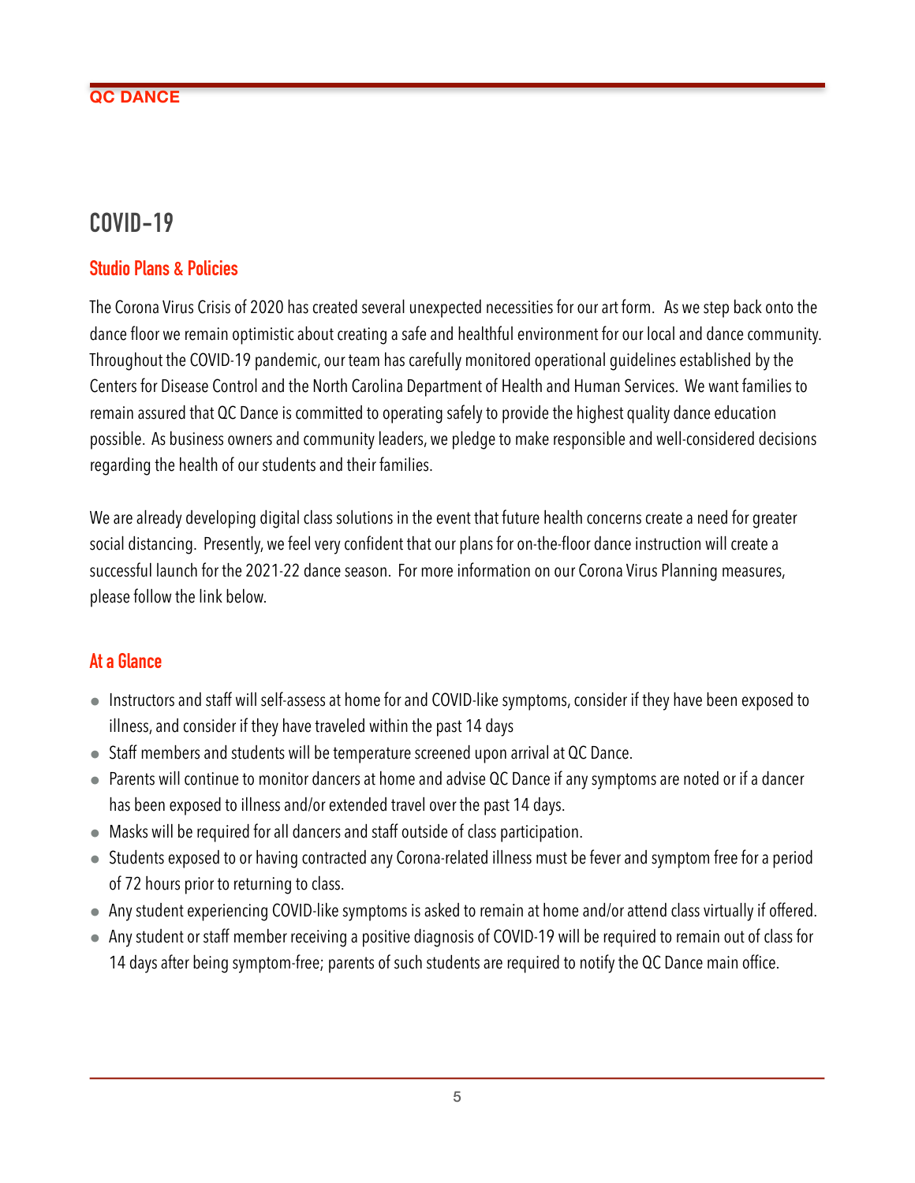# COVID-19

## Studio Plans & Policies

The Corona Virus Crisis of 2020 has created several unexpected necessities for our art form. As we step back onto the dance floor we remain optimistic about creating a safe and healthful environment for our local and dance community. Throughout the COVID-19 pandemic, our team has carefully monitored operational guidelines established by the Centers for Disease Control and the North Carolina Department of Health and Human Services. We want families to remain assured that QC Dance is committed to operating safely to provide the highest quality dance education possible. As business owners and community leaders, we pledge to make responsible and well-considered decisions regarding the health of our students and their families.

We are already developing digital class solutions in the event that future health concerns create a need for greater social distancing. Presently, we feel very confident that our plans for on-the-floor dance instruction will create a successful launch for the 2021-22 dance season. For more information on our Corona Virus Planning measures, please follow the link below.

## At a Glance

- Instructors and staff will self-assess at home for and COVID-like symptoms, consider if they have been exposed to illness, and consider if they have traveled within the past 14 days
- Staff members and students will be temperature screened upon arrival at QC Dance.
- Parents will continue to monitor dancers at home and advise QC Dance if any symptoms are noted or if a dancer has been exposed to illness and/or extended travel over the past 14 days.
- Masks will be required for all dancers and staff outside of class participation.
- Students exposed to or having contracted any Corona-related illness must be fever and symptom free for a period of 72 hours prior to returning to class.
- Any student experiencing COVID-like symptoms is asked to remain at home and/or attend class virtually if offered.
- Any student or staff member receiving a positive diagnosis of COVID-19 will be required to remain out of class for 14 days after being symptom-free; parents of such students are required to notify the QC Dance main office.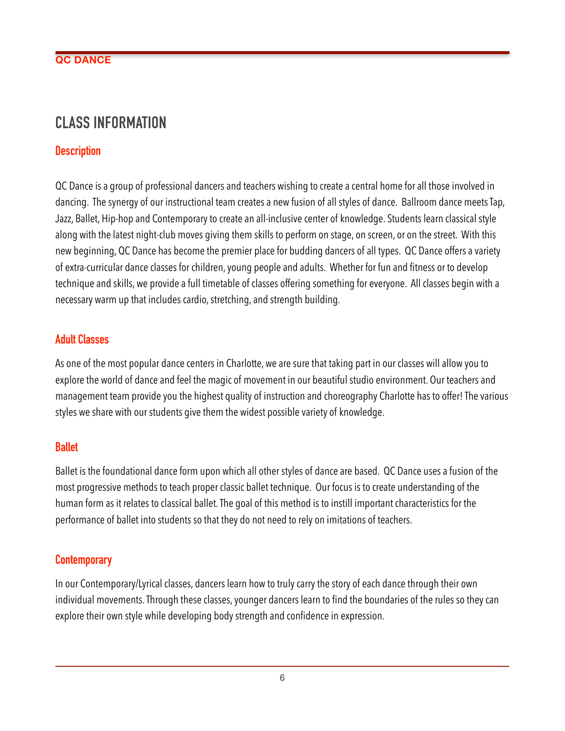## CLASS INFORMATION

### Description

QC Dance is a group of professional dancers and teachers wishing to create a central home for all those involved in dancing. The synergy of our instructional team creates a new fusion of all styles of dance. Ballroom dance meets Tap, Jazz, Ballet, Hip-hop and Contemporary to create an all-inclusive center of knowledge. Students learn classical style along with the latest night-club moves giving them skills to perform on stage, on screen, or on the street. With this new beginning, QC Dance has become the premier place for budding dancers of all types. QC Dance offers a variety of extra-curricular dance classes for children, young people and adults. Whether for fun and fitness or to develop technique and skills, we provide a full timetable of classes offering something for everyone. All classes begin with a necessary warm up that includes cardio, stretching, and strength building.

### Adult Classes

As one of the most popular dance centers in Charlotte, we are sure that taking part in our classes will allow you to explore the world of dance and feel the magic of movement in our beautiful studio environment. Our teachers and management team provide you the highest quality of instruction and choreography Charlotte has to offer! The various styles we share with our students give them the widest possible variety of knowledge.

### Ballet

Ballet is the foundational dance form upon which all other styles of dance are based. QC Dance uses a fusion of the most progressive methods to teach proper classic ballet technique. Our focus is to create understanding of the human form as it relates to classical ballet. The goal of this method is to instill important characteristics for the performance of ballet into students so that they do not need to rely on imitations of teachers.

### Contemporary

In our Contemporary/Lyrical classes, dancers learn how to truly carry the story of each dance through their own individual movements. Through these classes, younger dancers learn to find the boundaries of the rules so they can explore their own style while developing body strength and confidence in expression.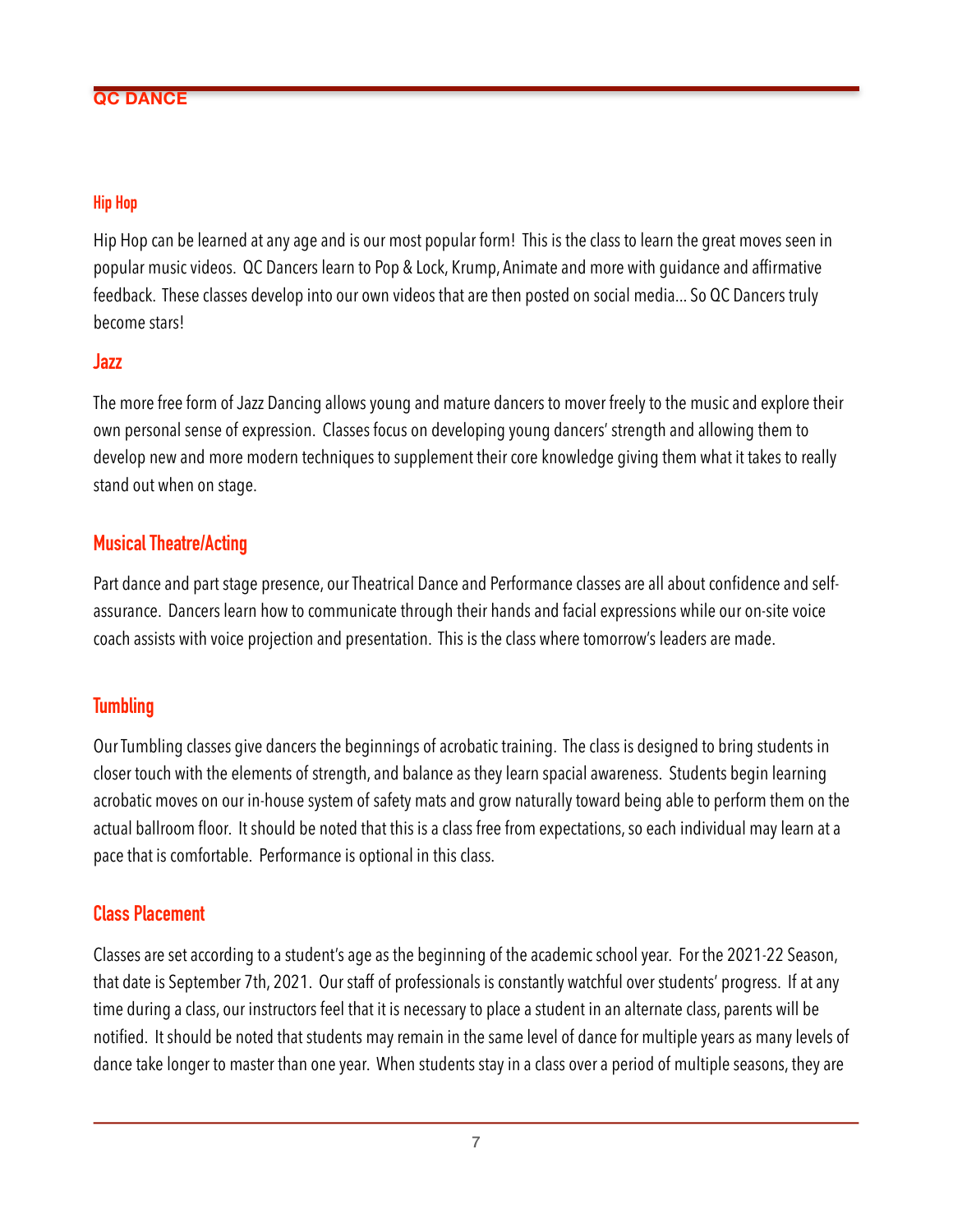## Hip Hop

Hip Hop can be learned at any age and is our most popular form! This is the class to learn the great moves seen in popular music videos. QC Dancers learn to Pop & Lock, Krump, Animate and more with guidance and affirmative feedback. These classes develop into our own videos that are then posted on social media… So QC Dancers truly become stars!

## Jazz

The more free form of Jazz Dancing allows young and mature dancers to mover freely to the music and explore their own personal sense of expression. Classes focus on developing young dancers' strength and allowing them to develop new and more modern techniques to supplement their core knowledge giving them what it takes to really stand out when on stage.

## Musical Theatre/Acting

Part dance and part stage presence, our Theatrical Dance and Performance classes are all about confidence and self-assurance. Dancers learn how to communicate through their hands and facial expressions while our on-site voice coach assists with voice projection and presentation. This is the class where tomorrow's leaders are made.

## Tumbling

Our Tumbling classes give dancers the beginnings of acrobatic training. The class is designed to bring students in closer touch with the elements of strength, and balance as they learn spacial awareness. Students begin learning acrobatic moves on our in-house system of safety mats and grow naturally toward being able to perform them on the actual ballroom floor. It should be noted that this is a class free from expectations, so each individual may learn at a pace that is comfortable. Performance is optional in this class.

## Class Placement

Classes are set according to a student's age as the beginning of the academic school year. For the 2021-22 Season, that date is September 7th, 2021. Our staff of professionals is constantly watchful over students' progress. If at any time during a class, our instructors feel that it is necessary to place a student in an alternate class, parents will be notified. It should be noted that students may remain in the same level of dance for multiple years as many levels of dance take longer to master than one year. When students stay in a class over a period of multiple seasons, they are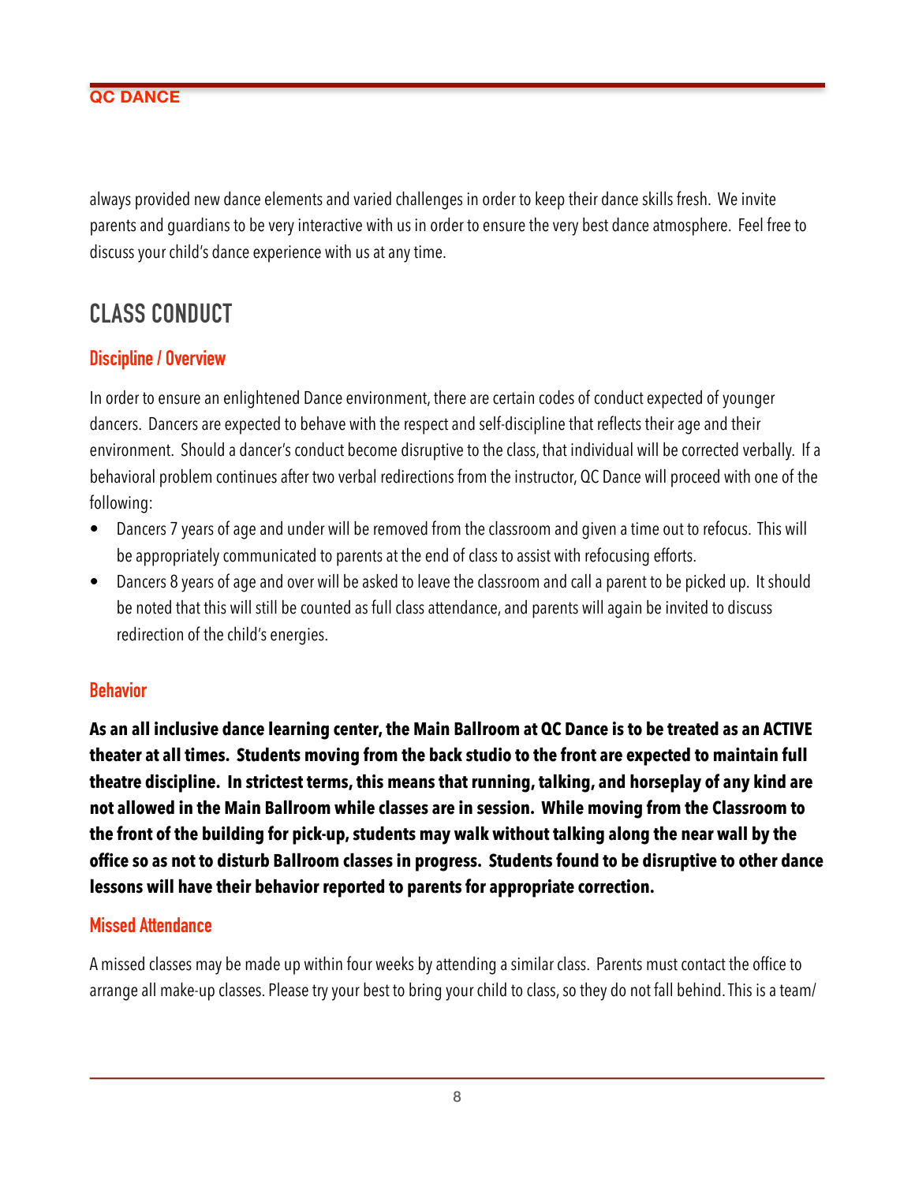always provided new dance elements and varied challenges in order to keep their dance skills fresh. We invite parents and guardians to be very interactive with us in order to ensure the very best dance atmosphere. Feel free to discuss your child's dance experience with us at any time.

## CLASS CONDUCT

### Discipline / Overview

In order to ensure an enlightened Dance environment, there are certain codes of conduct expected of younger dancers. Dancers are expected to behave with the respect and self-discipline that reflects their age and their environment. Should a dancer's conduct become disruptive to the class, that individual will be corrected verbally. If a behavioral problem continues after two verbal redirections from the instructor, QC Dance will proceed with one of the following:

- Dancers 7 years of age and under will be removed from the classroom and given a time out to refocus. This will be appropriately communicated to parents at the end of class to assist with refocusing efforts.
- Dancers 8 years of age and over will be asked to leave the classroom and call a parent to be picked up. It should be noted that this will still be counted as full class attendance, and parents will again be invited to discuss redirection of the child's energies.

### Behavior

**As an all inclusive dance learning center, the Main Ballroom at QC Dance is to be treated as an ACTIVE theater at all times. Students moving from the back studio to the front are expected to maintain full theatre discipline. In strictest terms, this means that running, talking, and horseplay of any kind are not allowed in the Main Ballroom while classes are in session. While moving from the Classroom to the front of the building for pick-up, students may walk without talking along the near wall by the office so as not to disturb Ballroom classes in progress. Students found to be disruptive to other dance lessons will have their behavior reported to parents for appropriate correction.**

### Missed Attendance

A missed classes may be made up within four weeks by attending a similar class. Parents must contact the office to arrange all make-up classes. Please try your best to bring your child to class, so they do not fall behind. This is a team/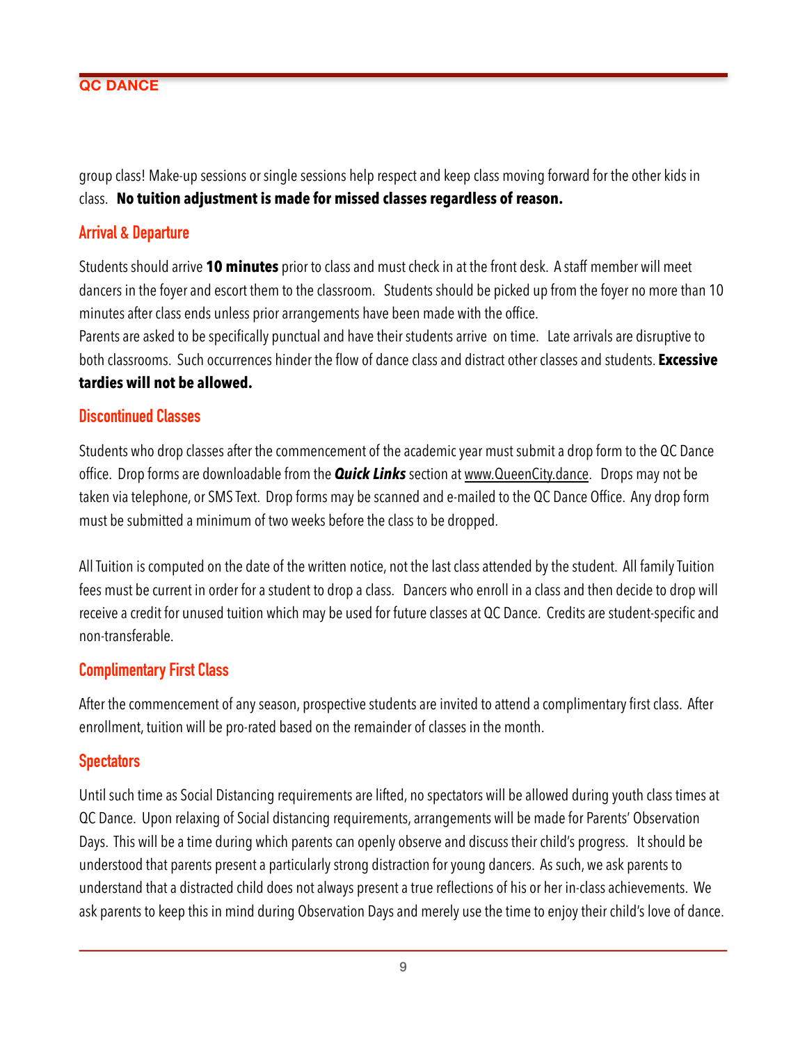group class! Make-up sessions or single sessions help respect and keep class moving forward for the other kids in class. **No tuition adjustment is made for missed classes regardless of reason.**

## Arrival & Departure

Students should arrive **10 minutes** prior to class and must check in at the front desk. A staff member will meet dancers in the foyer and escort them to the classroom. Students should be picked up from the foyer no more than 10 minutes after class ends unless prior arrangements have been made with the office.
Parents are asked to be specifically punctual and have their students arrive on time. Late arrivals are disruptive to both classrooms. Such occurrences hinder the flow of dance class and distract other classes and students. **Excessive tardies will not be allowed.**

## Discontinued Classes

Students who drop classes after the commencement of the academic year must submit a drop form to the QC Dance office. Drop forms are downloadable from the ***Quick Links*** section at www.QueenCity.dance. Drops may not be taken via telephone, or SMS Text. Drop forms may be scanned and e-mailed to the QC Dance Office. Any drop form must be submitted a minimum of two weeks before the class to be dropped.

All Tuition is computed on the date of the written notice, not the last class attended by the student. All family Tuition fees must be current in order for a student to drop a class. Dancers who enroll in a class and then decide to drop will receive a credit for unused tuition which may be used for future classes at QC Dance. Credits are student-specific and non-transferable.

## Complimentary First Class

After the commencement of any season, prospective students are invited to attend a complimentary first class. After enrollment, tuition will be pro-rated based on the remainder of classes in the month.

## Spectators

Until such time as Social Distancing requirements are lifted, no spectators will be allowed during youth class times at QC Dance. Upon relaxing of Social distancing requirements, arrangements will be made for Parents' Observation Days. This will be a time during which parents can openly observe and discuss their child's progress. It should be understood that parents present a particularly strong distraction for young dancers. As such, we ask parents to understand that a distracted child does not always present a true reflections of his or her in-class achievements. We ask parents to keep this in mind during Observation Days and merely use the time to enjoy their child's love of dance.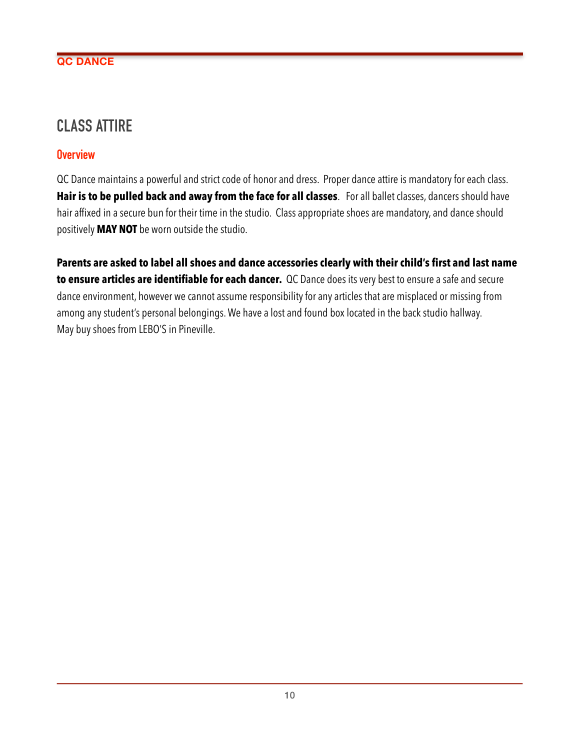# CLASS ATTIRE

## Overview

QC Dance maintains a powerful and strict code of honor and dress. Proper dance attire is mandatory for each class. **Hair is to be pulled back and away from the face for all classes**. For all ballet classes, dancers should have hair affixed in a secure bun for their time in the studio. Class appropriate shoes are mandatory, and dance should positively **MAY NOT** be worn outside the studio.

**Parents are asked to label all shoes and dance accessories clearly with their child's first and last name to ensure articles are identifiable for each dancer.** QC Dance does its very best to ensure a safe and secure dance environment, however we cannot assume responsibility for any articles that are misplaced or missing from among any student's personal belongings. We have a lost and found box located in the back studio hallway.
May buy shoes from LEBO'S in Pineville.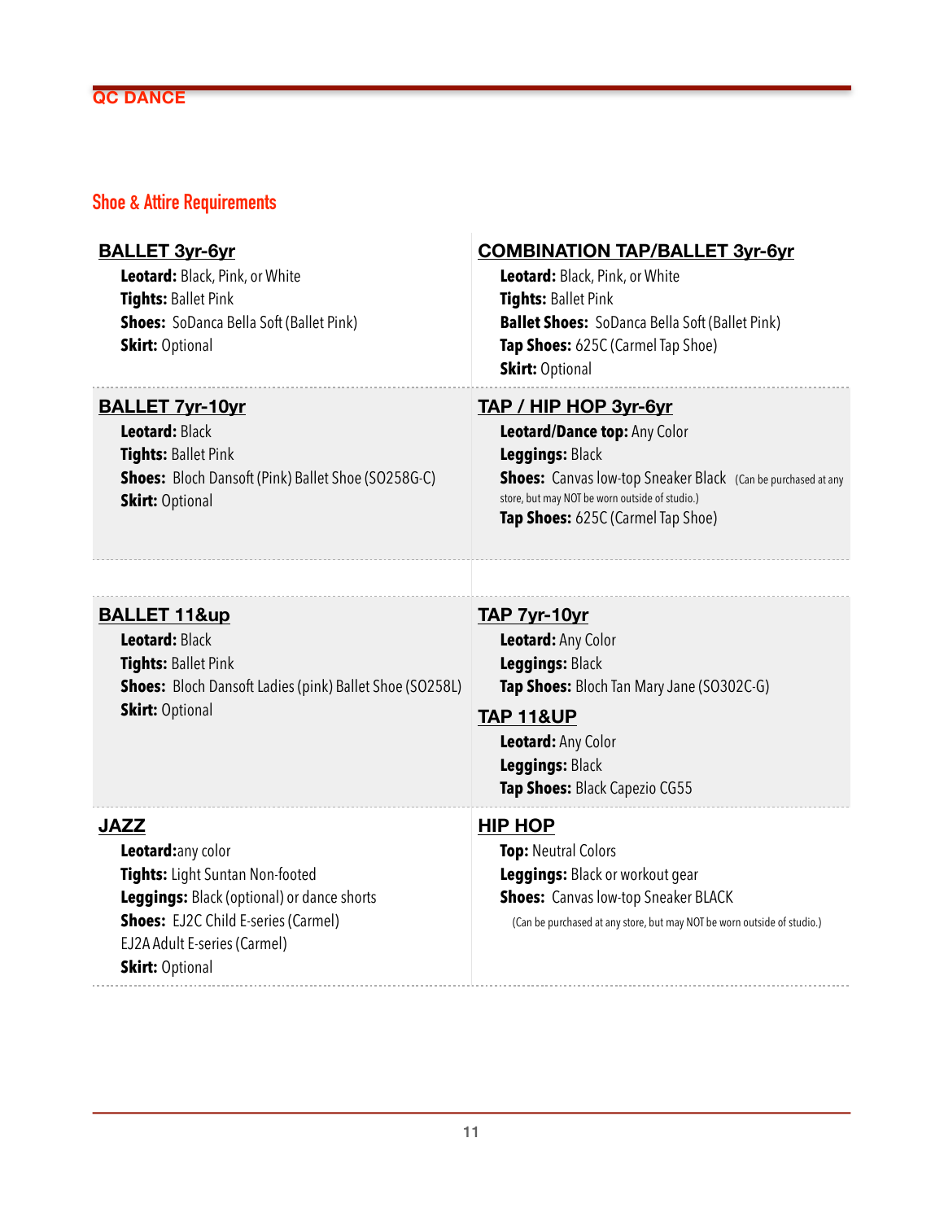## Shoe & Attire Requirements

### BALLET 3yr-6yr

**Leotard:** Black, Pink, or White
**Tights:** Ballet Pink
**Shoes:** SoDanca Bella Soft (Ballet Pink)
**Skirt:** Optional

### COMBINATION TAP/BALLET 3yr-6yr

**Leotard:** Black, Pink, or White
**Tights:** Ballet Pink
**Ballet Shoes:** SoDanca Bella Soft (Ballet Pink)
**Tap Shoes:** 625C (Carmel Tap Shoe)
**Skirt:** Optional

### BALLET 7yr-10yr

**Leotard:** Black
**Tights:** Ballet Pink
**Shoes:** Bloch Dansoft (Pink) Ballet Shoe (SO258G-C)
**Skirt:** Optional

### TAP / HIP HOP 3yr-6yr

**Leotard/Dance top:** Any Color
**Leggings:** Black
**Shoes:** Canvas low-top Sneaker Black (Can be purchased at any store, but may NOT be worn outside of studio.)
**Tap Shoes:** 625C (Carmel Tap Shoe)

### BALLET 11&up

**Leotard:** Black
**Tights:** Ballet Pink
**Shoes:** Bloch Dansoft Ladies (pink) Ballet Shoe (SO258L)
**Skirt:** Optional

### TAP 7yr-10yr

**Leotard:** Any Color
**Leggings:** Black
**Tap Shoes:** Bloch Tan Mary Jane (SO302C-G)

### TAP 11&UP

**Leotard:** Any Color
**Leggings:** Black
**Tap Shoes:** Black Capezio CG55

### JAZZ

**Leotard:**any color
**Tights:** Light Suntan Non-footed
**Leggings:** Black (optional) or dance shorts
**Shoes:** EJ2C Child E-series (Carmel)
EJ2A Adult E-series (Carmel)
**Skirt:** Optional

### HIP HOP

**Top:** Neutral Colors
**Leggings:** Black or workout gear
**Shoes:** Canvas low-top Sneaker BLACK
(Can be purchased at any store, but may NOT be worn outside of studio.)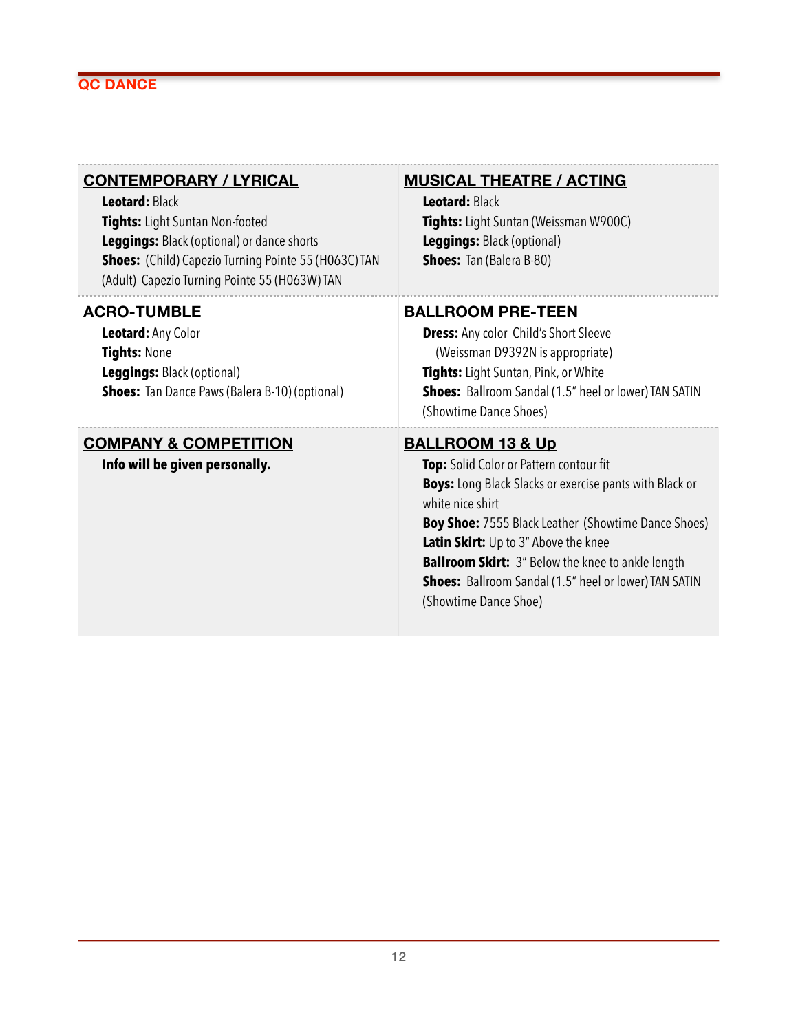## CONTEMPORARY / LYRICAL

**Leotard:** Black
**Tights:** Light Suntan Non-footed
**Leggings:** Black (optional) or dance shorts
**Shoes:** (Child) Capezio Turning Pointe 55 (H063C) TAN
(Adult) Capezio Turning Pointe 55 (H063W) TAN

## MUSICAL THEATRE / ACTING

**Leotard:** Black
**Tights:** Light Suntan (Weissman W900C)
**Leggings:** Black (optional)
**Shoes:** Tan (Balera B-80)

## ACRO-TUMBLE

**Leotard:** Any Color
**Tights:** None
**Leggings:** Black (optional)
**Shoes:** Tan Dance Paws (Balera B-10) (optional)

## BALLROOM PRE-TEEN

**Dress:** Any color Child's Short Sleeve
(Weissman D9392N is appropriate)
**Tights:** Light Suntan, Pink, or White
**Shoes:** Ballroom Sandal (1.5" heel or lower) TAN SATIN
(Showtime Dance Shoes)

## COMPANY & COMPETITION

**Info will be given personally.**

## BALLROOM 13 & Up

**Top:** Solid Color or Pattern contour fit
**Boys:** Long Black Slacks or exercise pants with Black or white nice shirt
**Boy Shoe:** 7555 Black Leather (Showtime Dance Shoes)
**Latin Skirt:** Up to 3" Above the knee
**Ballroom Skirt:** 3" Below the knee to ankle length
**Shoes:** Ballroom Sandal (1.5" heel or lower) TAN SATIN
(Showtime Dance Shoe)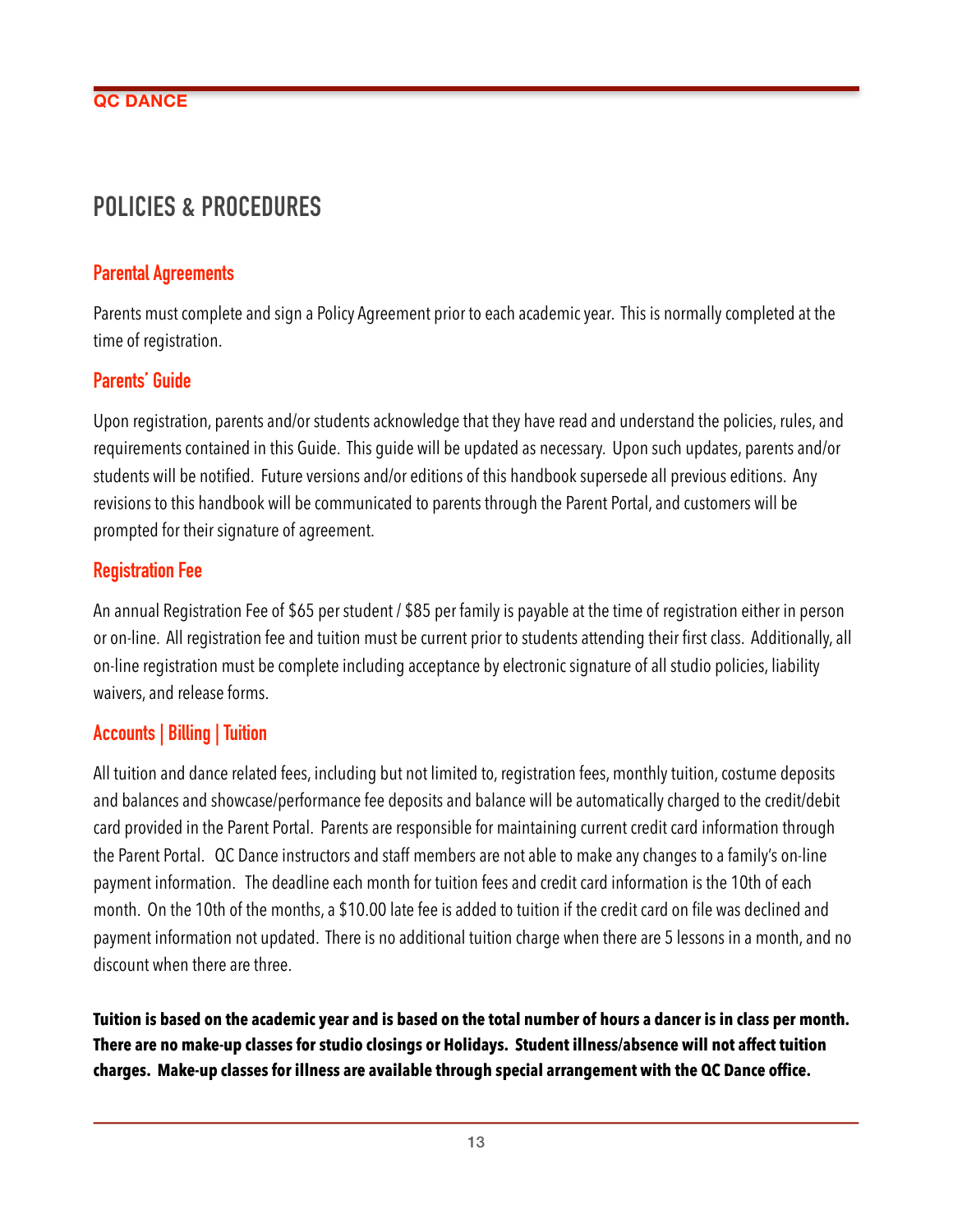# POLICIES & PROCEDURES

## Parental Agreements

Parents must complete and sign a Policy Agreement prior to each academic year. This is normally completed at the time of registration.

## Parents' Guide

Upon registration, parents and/or students acknowledge that they have read and understand the policies, rules, and requirements contained in this Guide. This guide will be updated as necessary. Upon such updates, parents and/or students will be notified. Future versions and/or editions of this handbook supersede all previous editions. Any revisions to this handbook will be communicated to parents through the Parent Portal, and customers will be prompted for their signature of agreement.

## Registration Fee

An annual Registration Fee of $65 per student / $85 per family is payable at the time of registration either in person or on-line. All registration fee and tuition must be current prior to students attending their first class. Additionally, all on-line registration must be complete including acceptance by electronic signature of all studio policies, liability waivers, and release forms.

## Accounts | Billing | Tuition

All tuition and dance related fees, including but not limited to, registration fees, monthly tuition, costume deposits and balances and showcase/performance fee deposits and balance will be automatically charged to the credit/debit card provided in the Parent Portal. Parents are responsible for maintaining current credit card information through the Parent Portal. QC Dance instructors and staff members are not able to make any changes to a family's on-line payment information. The deadline each month for tuition fees and credit card information is the 10th of each month. On the 10th of the months, a $10.00 late fee is added to tuition if the credit card on file was declined and payment information not updated. There is no additional tuition charge when there are 5 lessons in a month, and no discount when there are three.

**Tuition is based on the academic year and is based on the total number of hours a dancer is in class per month. There are no make-up classes for studio closings or Holidays. Student illness/absence will not affect tuition charges. Make-up classes for illness are available through special arrangement with the QC Dance office.**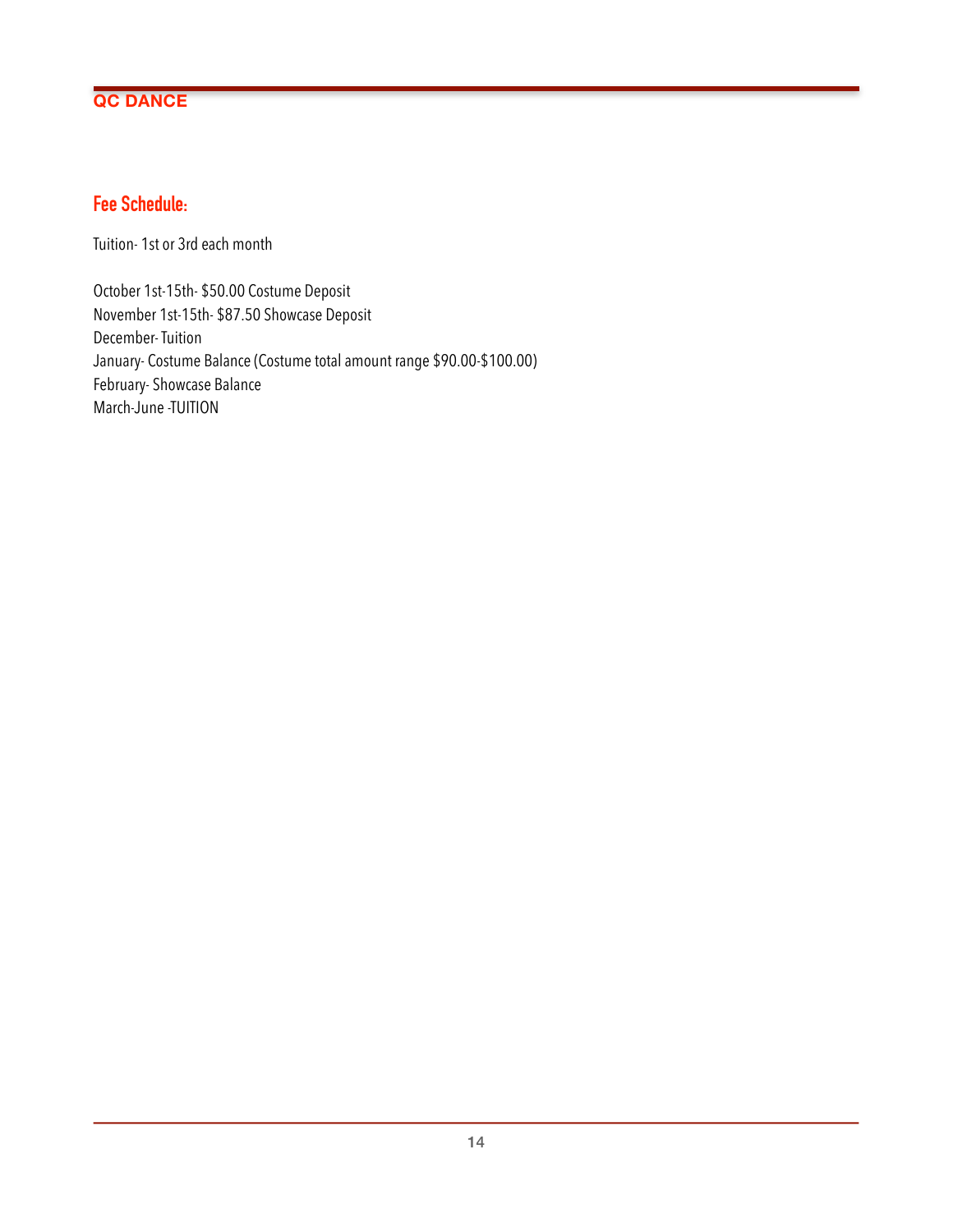## Fee Schedule:

Tuition- 1st or 3rd each month

October 1st-15th- $50.00 Costume Deposit
November 1st-15th- $87.50 Showcase Deposit
December- Tuition
January- Costume Balance (Costume total amount range $90.00-$100.00)
February- Showcase Balance
March-June -TUITION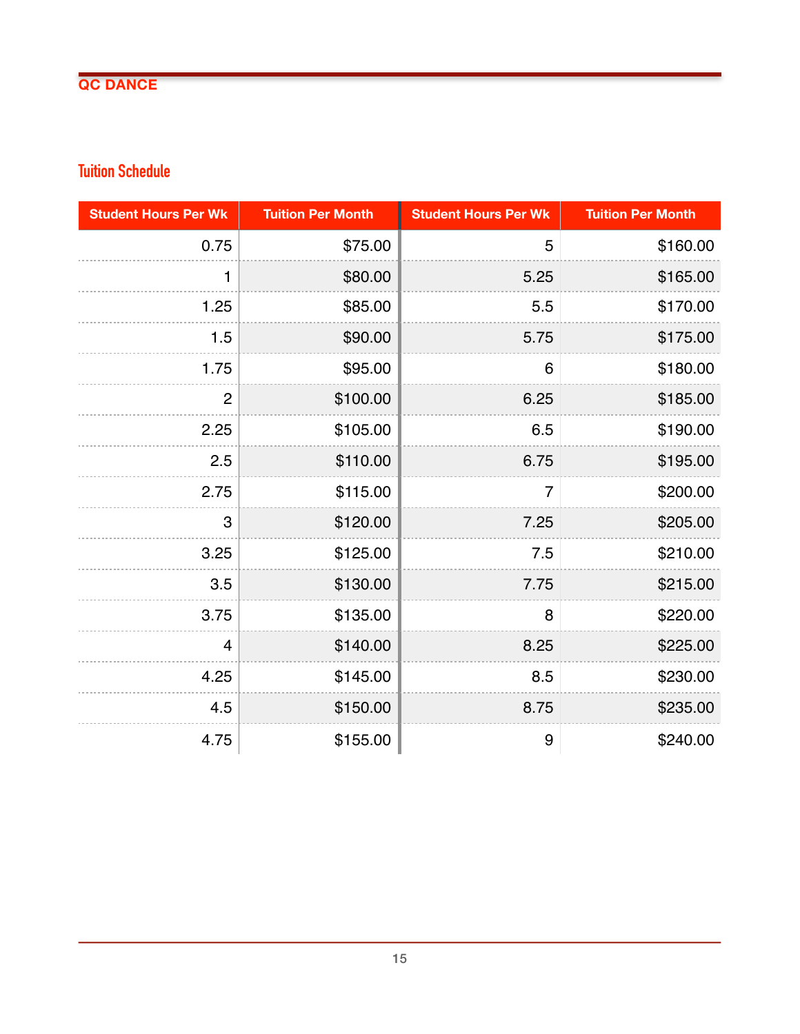## Tuition Schedule

| Student Hours Per Wk | Tuition Per Month | Student Hours Per Wk | Tuition Per Month |
|---|---|---|---|
| 0.75 | $75.00 | 5 | $160.00 |
| 1 | $80.00 | 5.25 | $165.00 |
| 1.25 | $85.00 | 5.5 | $170.00 |
| 1.5 | $90.00 | 5.75 | $175.00 |
| 1.75 | $95.00 | 6 | $180.00 |
| 2 | $100.00 | 6.25 | $185.00 |
| 2.25 | $105.00 | 6.5 | $190.00 |
| 2.5 | $110.00 | 6.75 | $195.00 |
| 2.75 | $115.00 | 7 | $200.00 |
| 3 | $120.00 | 7.25 | $205.00 |
| 3.25 | $125.00 | 7.5 | $210.00 |
| 3.5 | $130.00 | 7.75 | $215.00 |
| 3.75 | $135.00 | 8 | $220.00 |
| 4 | $140.00 | 8.25 | $225.00 |
| 4.25 | $145.00 | 8.5 | $230.00 |
| 4.5 | $150.00 | 8.75 | $235.00 |
| 4.75 | $155.00 | 9 | $240.00 |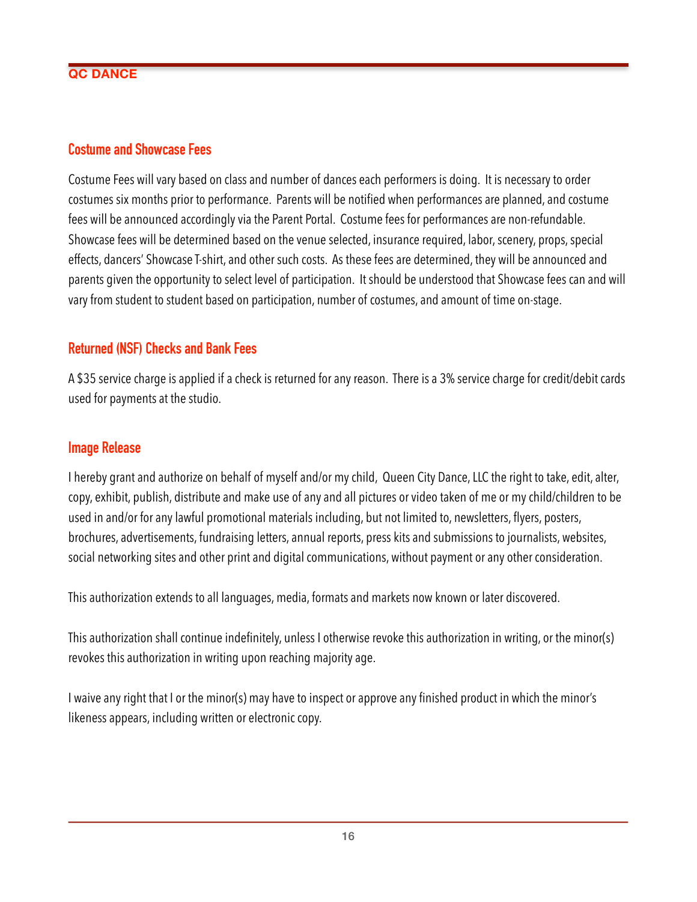## Costume and Showcase Fees

Costume Fees will vary based on class and number of dances each performers is doing. It is necessary to order costumes six months prior to performance. Parents will be notified when performances are planned, and costume fees will be announced accordingly via the Parent Portal. Costume fees for performances are non-refundable. Showcase fees will be determined based on the venue selected, insurance required, labor, scenery, props, special effects, dancers' Showcase T-shirt, and other such costs. As these fees are determined, they will be announced and parents given the opportunity to select level of participation. It should be understood that Showcase fees can and will vary from student to student based on participation, number of costumes, and amount of time on-stage.

## Returned (NSF) Checks and Bank Fees

A $35 service charge is applied if a check is returned for any reason. There is a 3% service charge for credit/debit cards used for payments at the studio.

## Image Release

I hereby grant and authorize on behalf of myself and/or my child, Queen City Dance, LLC the right to take, edit, alter, copy, exhibit, publish, distribute and make use of any and all pictures or video taken of me or my child/children to be used in and/or for any lawful promotional materials including, but not limited to, newsletters, flyers, posters, brochures, advertisements, fundraising letters, annual reports, press kits and submissions to journalists, websites, social networking sites and other print and digital communications, without payment or any other consideration.

This authorization extends to all languages, media, formats and markets now known or later discovered.

This authorization shall continue indefinitely, unless I otherwise revoke this authorization in writing, or the minor(s) revokes this authorization in writing upon reaching majority age.

I waive any right that I or the minor(s) may have to inspect or approve any finished product in which the minor's likeness appears, including written or electronic copy.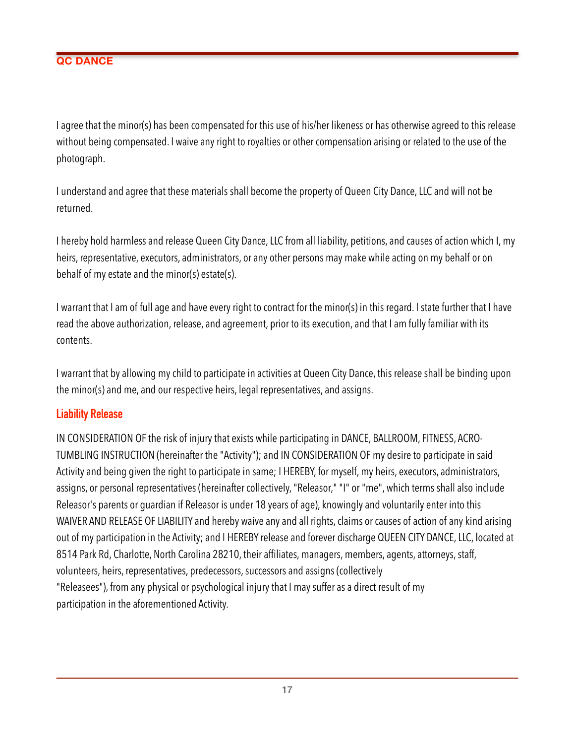I agree that the minor(s) has been compensated for this use of his/her likeness or has otherwise agreed to this release without being compensated. I waive any right to royalties or other compensation arising or related to the use of the photograph.

I understand and agree that these materials shall become the property of Queen City Dance, LLC and will not be returned.

I hereby hold harmless and release Queen City Dance, LLC from all liability, petitions, and causes of action which I, my heirs, representative, executors, administrators, or any other persons may make while acting on my behalf or on behalf of my estate and the minor(s) estate(s).

I warrant that I am of full age and have every right to contract for the minor(s) in this regard. I state further that I have read the above authorization, release, and agreement, prior to its execution, and that I am fully familiar with its contents.

I warrant that by allowing my child to participate in activities at Queen City Dance, this release shall be binding upon the minor(s) and me, and our respective heirs, legal representatives, and assigns.

## Liability Release

IN CONSIDERATION OF the risk of injury that exists while participating in DANCE, BALLROOM, FITNESS, ACRO-TUMBLING INSTRUCTION (hereinafter the "Activity"); and IN CONSIDERATION OF my desire to participate in said Activity and being given the right to participate in same; I HEREBY, for myself, my heirs, executors, administrators, assigns, or personal representatives (hereinafter collectively, "Releasor," "I" or "me", which terms shall also include Releasor's parents or guardian if Releasor is under 18 years of age), knowingly and voluntarily enter into this WAIVER AND RELEASE OF LIABILITY and hereby waive any and all rights, claims or causes of action of any kind arising out of my participation in the Activity; and I HEREBY release and forever discharge QUEEN CITY DANCE, LLC, located at 8514 Park Rd, Charlotte, North Carolina 28210, their affiliates, managers, members, agents, attorneys, staff, volunteers, heirs, representatives, predecessors, successors and assigns (collectively "Releasees"), from any physical or psychological injury that I may suffer as a direct result of my participation in the aforementioned Activity.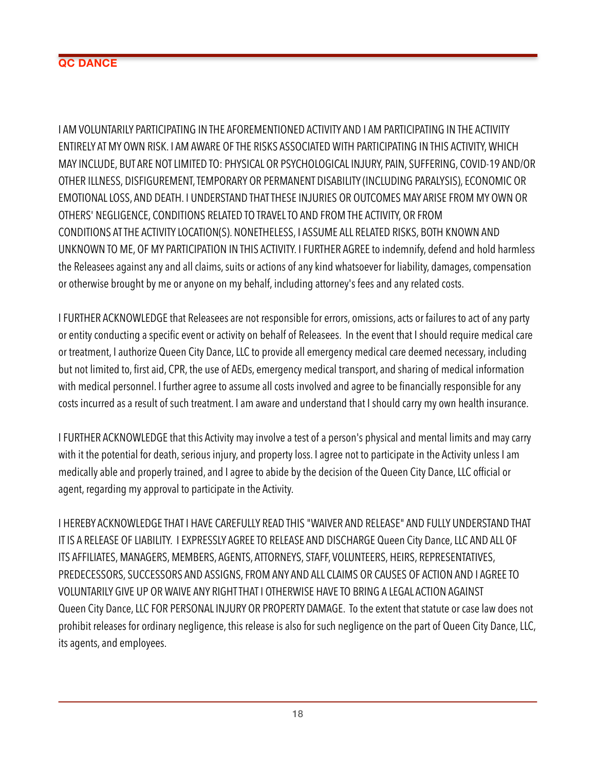I AM VOLUNTARILY PARTICIPATING IN THE AFOREMENTIONED ACTIVITY AND I AM PARTICIPATING IN THE ACTIVITY ENTIRELY AT MY OWN RISK. I AM AWARE OF THE RISKS ASSOCIATED WITH PARTICIPATING IN THIS ACTIVITY, WHICH MAY INCLUDE, BUT ARE NOT LIMITED TO: PHYSICAL OR PSYCHOLOGICAL INJURY, PAIN, SUFFERING, COVID-19 AND/OR OTHER ILLNESS, DISFIGUREMENT, TEMPORARY OR PERMANENT DISABILITY (INCLUDING PARALYSIS), ECONOMIC OR EMOTIONAL LOSS, AND DEATH. I UNDERSTAND THAT THESE INJURIES OR OUTCOMES MAY ARISE FROM MY OWN OR OTHERS' NEGLIGENCE, CONDITIONS RELATED TO TRAVEL TO AND FROM THE ACTIVITY, OR FROM CONDITIONS AT THE ACTIVITY LOCATION(S). NONETHELESS, I ASSUME ALL RELATED RISKS, BOTH KNOWN AND UNKNOWN TO ME, OF MY PARTICIPATION IN THIS ACTIVITY. I FURTHER AGREE to indemnify, defend and hold harmless the Releasees against any and all claims, suits or actions of any kind whatsoever for liability, damages, compensation or otherwise brought by me or anyone on my behalf, including attorney's fees and any related costs.

I FURTHER ACKNOWLEDGE that Releasees are not responsible for errors, omissions, acts or failures to act of any party or entity conducting a specific event or activity on behalf of Releasees. In the event that I should require medical care or treatment, I authorize Queen City Dance, LLC to provide all emergency medical care deemed necessary, including but not limited to, first aid, CPR, the use of AEDs, emergency medical transport, and sharing of medical information with medical personnel. I further agree to assume all costs involved and agree to be financially responsible for any costs incurred as a result of such treatment. I am aware and understand that I should carry my own health insurance.

I FURTHER ACKNOWLEDGE that this Activity may involve a test of a person's physical and mental limits and may carry with it the potential for death, serious injury, and property loss. I agree not to participate in the Activity unless I am medically able and properly trained, and I agree to abide by the decision of the Queen City Dance, LLC official or agent, regarding my approval to participate in the Activity.

I HEREBY ACKNOWLEDGE THAT I HAVE CAREFULLY READ THIS "WAIVER AND RELEASE" AND FULLY UNDERSTAND THAT IT IS A RELEASE OF LIABILITY. I EXPRESSLY AGREE TO RELEASE AND DISCHARGE Queen City Dance, LLC AND ALL OF ITS AFFILIATES, MANAGERS, MEMBERS, AGENTS, ATTORNEYS, STAFF, VOLUNTEERS, HEIRS, REPRESENTATIVES, PREDECESSORS, SUCCESSORS AND ASSIGNS, FROM ANY AND ALL CLAIMS OR CAUSES OF ACTION AND I AGREE TO VOLUNTARILY GIVE UP OR WAIVE ANY RIGHT THAT I OTHERWISE HAVE TO BRING A LEGAL ACTION AGAINST Queen City Dance, LLC FOR PERSONAL INJURY OR PROPERTY DAMAGE. To the extent that statute or case law does not prohibit releases for ordinary negligence, this release is also for such negligence on the part of Queen City Dance, LLC, its agents, and employees.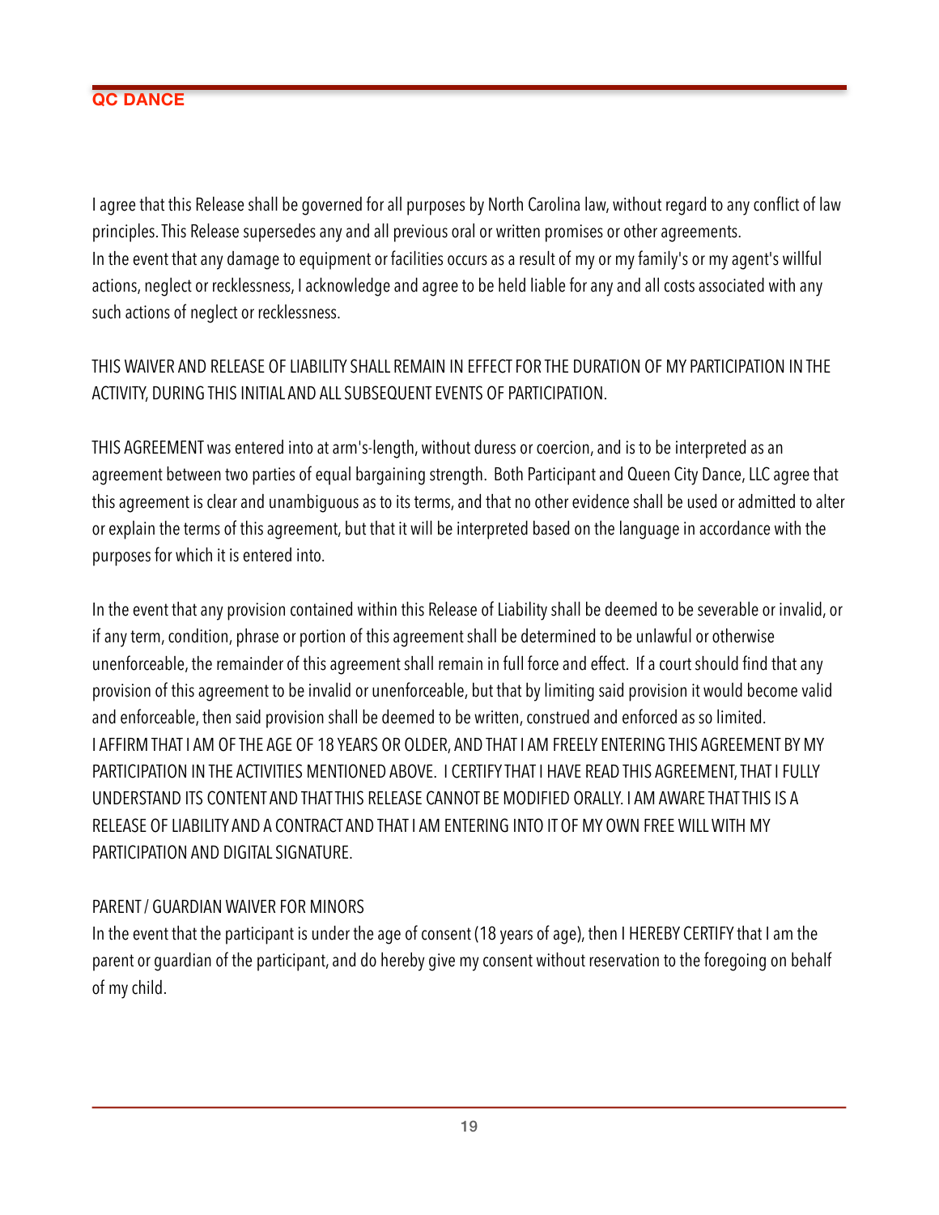I agree that this Release shall be governed for all purposes by North Carolina law, without regard to any conflict of law principles. This Release supersedes any and all previous oral or written promises or other agreements.
In the event that any damage to equipment or facilities occurs as a result of my or my family's or my agent's willful actions, neglect or recklessness, I acknowledge and agree to be held liable for any and all costs associated with any such actions of neglect or recklessness.

THIS WAIVER AND RELEASE OF LIABILITY SHALL REMAIN IN EFFECT FOR THE DURATION OF MY PARTICIPATION IN THE ACTIVITY, DURING THIS INITIAL AND ALL SUBSEQUENT EVENTS OF PARTICIPATION.

THIS AGREEMENT was entered into at arm's-length, without duress or coercion, and is to be interpreted as an agreement between two parties of equal bargaining strength. Both Participant and Queen City Dance, LLC agree that this agreement is clear and unambiguous as to its terms, and that no other evidence shall be used or admitted to alter or explain the terms of this agreement, but that it will be interpreted based on the language in accordance with the purposes for which it is entered into.

In the event that any provision contained within this Release of Liability shall be deemed to be severable or invalid, or if any term, condition, phrase or portion of this agreement shall be determined to be unlawful or otherwise unenforceable, the remainder of this agreement shall remain in full force and effect. If a court should find that any provision of this agreement to be invalid or unenforceable, but that by limiting said provision it would become valid and enforceable, then said provision shall be deemed to be written, construed and enforced as so limited.
I AFFIRM THAT I AM OF THE AGE OF 18 YEARS OR OLDER, AND THAT I AM FREELY ENTERING THIS AGREEMENT BY MY PARTICIPATION IN THE ACTIVITIES MENTIONED ABOVE. I CERTIFY THAT I HAVE READ THIS AGREEMENT, THAT I FULLY UNDERSTAND ITS CONTENT AND THAT THIS RELEASE CANNOT BE MODIFIED ORALLY. I AM AWARE THAT THIS IS A RELEASE OF LIABILITY AND A CONTRACT AND THAT I AM ENTERING INTO IT OF MY OWN FREE WILL WITH MY PARTICIPATION AND DIGITAL SIGNATURE.

PARENT / GUARDIAN WAIVER FOR MINORS
In the event that the participant is under the age of consent (18 years of age), then I HEREBY CERTIFY that I am the parent or guardian of the participant, and do hereby give my consent without reservation to the foregoing on behalf of my child.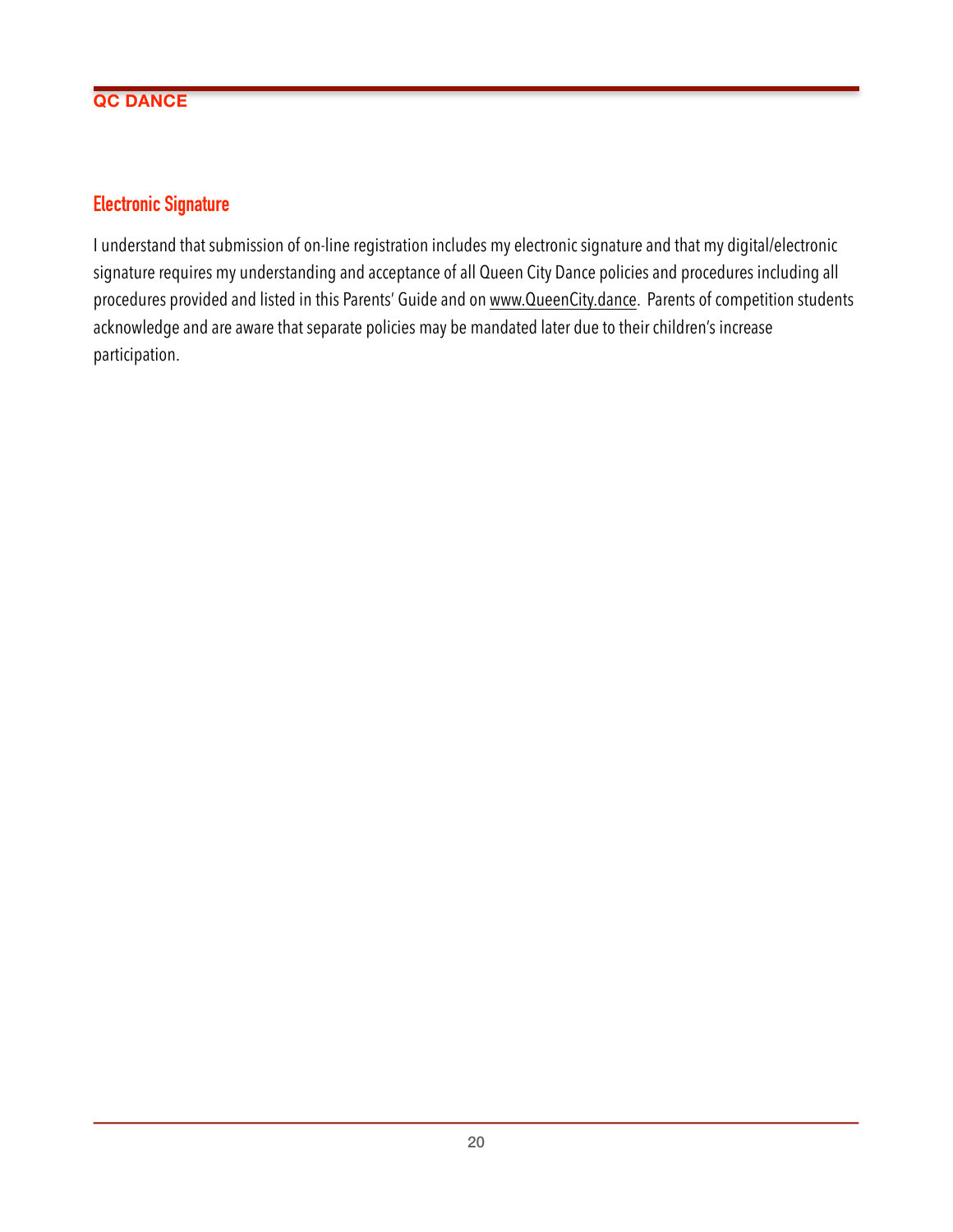## Electronic Signature

I understand that submission of on-line registration includes my electronic signature and that my digital/electronic signature requires my understanding and acceptance of all Queen City Dance policies and procedures including all procedures provided and listed in this Parents' Guide and on www.QueenCity.dance. Parents of competition students acknowledge and are aware that separate policies may be mandated later due to their children's increase participation.